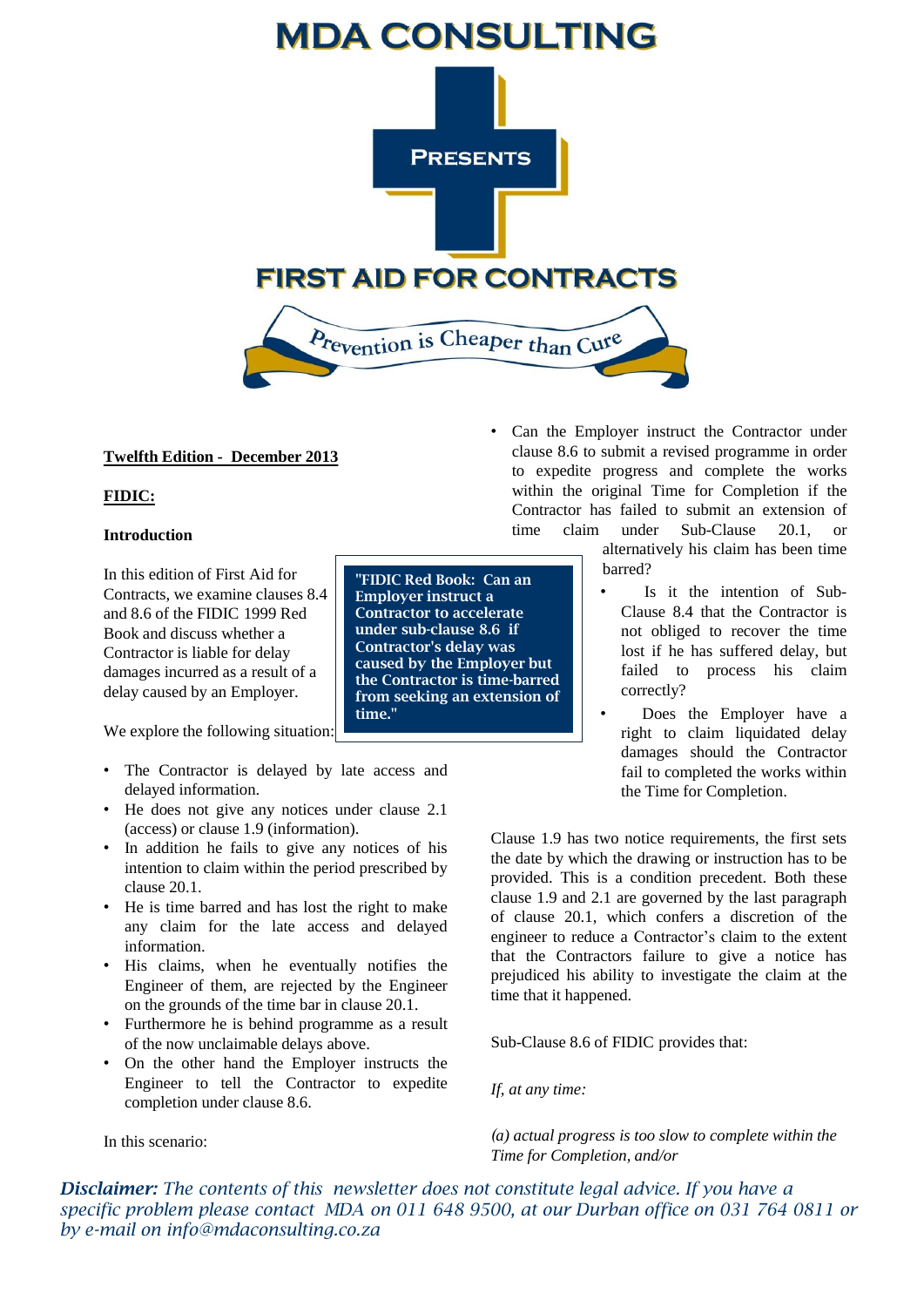# MDA CONSULTING

PRESENTS

# FIRST AID FOR CONTRACTS

*Prevention is Cheaper than Cure*

**Twelfth Edition - December 2013**

## FIDIC:

### Introduction

In this edition of First Aid for Contracts, we examine clauses 8.4 and 8.6 of the FIDIC 1999 Red Book and discuss whether a Contractor is liable for delay damages incurred as a result of a delay caused by an Employer.

> **"FIDIC Red Book: Can an Employer instruct a Contractor to accelerate under sub-clause 8.6 if Contractor's delay was caused by the Employer but the Contractor is time-barred from seeking an extension of time."**

We explore the following situation:

- The Contractor is delayed by late access and delayed information.
- He does not give any notices under clause 2.1 (access) or clause 1.9 (information).
- In addition he fails to give any notices of his intention to claim within the period prescribed by clause 20.1.
- He is time barred and has lost the right to make any claim for the late access and delayed information.
- His claims, when he eventually notifies the Engineer of them, are rejected by the Engineer on the grounds of the time bar in clause 20.1.
- Furthermore he is behind programme as a result of the now unclaimable delays above.
- On the other hand the Employer instructs the Engineer to tell the Contractor to expedite completion under clause 8.6.

In this scenario:

- Can the Employer instruct the Contractor under clause 8.6 to submit a revised programme in order to expedite progress and complete the works within the original Time for Completion if the Contractor has failed to submit an extension of time claim under Sub-Clause 20.1, or alternatively his claim has been time barred?
- Is it the intention of Sub-Clause 8.4 that the Contractor is not obliged to recover the time lost if he has suffered delay, but failed to process his claim correctly?
- Does the Employer have a right to claim liquidated delay damages should the Contractor fail to completed the works within the Time for Completion.

Clause 1.9 has two notice requirements, the first sets the date by which the drawing or instruction has to be provided. This is a condition precedent. Both these clause 1.9 and 2.1 are governed by the last paragraph of clause 20.1, which confers a discretion of the engineer to reduce a Contractor's claim to the extent that the Contractors failure to give a notice has prejudiced his ability to investigate the claim at the time that it happened.

Sub-Clause 8.6 of FIDIC provides that:

*If, at any time:*

*(a) actual progress is too slow to complete within the Time for Completion, and/or*

***Disclaimer:*** *The contents of this newsletter does not constitute legal advice. If you have a specific problem please contact MDA on 011 648 9500, at our Durban office on 031 764 0811 or by e-mail on info@mdaconsulting.co.za*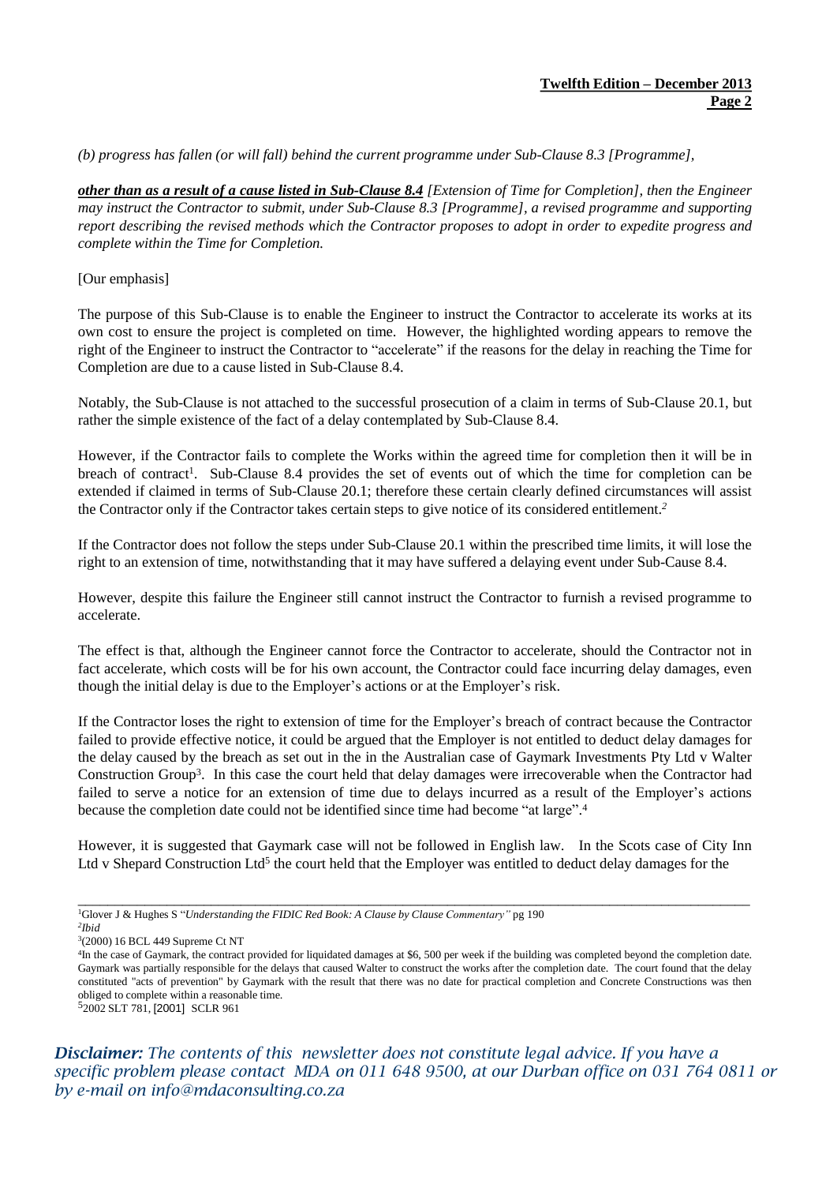*(b) progress has fallen (or will fall) behind the current programme under Sub-Clause 8.3 [Programme],*

***other than as a result of a cause listed in Sub-Clause 8.4** [Extension of Time for Completion], then the Engineer may instruct the Contractor to submit, under Sub-Clause 8.3 [Programme], a revised programme and supporting report describing the revised methods which the Contractor proposes to adopt in order to expedite progress and complete within the Time for Completion.*

[Our emphasis]

The purpose of this Sub-Clause is to enable the Engineer to instruct the Contractor to accelerate its works at its own cost to ensure the project is completed on time. However, the highlighted wording appears to remove the right of the Engineer to instruct the Contractor to "accelerate" if the reasons for the delay in reaching the Time for Completion are due to a cause listed in Sub-Clause 8.4.

Notably, the Sub-Clause is not attached to the successful prosecution of a claim in terms of Sub-Clause 20.1, but rather the simple existence of the fact of a delay contemplated by Sub-Clause 8.4.

However, if the Contractor fails to complete the Works within the agreed time for completion then it will be in breach of contract[1]. Sub-Clause 8.4 provides the set of events out of which the time for completion can be extended if claimed in terms of Sub-Clause 20.1; therefore these certain clearly defined circumstances will assist the Contractor only if the Contractor takes certain steps to give notice of its considered entitlement.[2]

If the Contractor does not follow the steps under Sub-Clause 20.1 within the prescribed time limits, it will lose the right to an extension of time, notwithstanding that it may have suffered a delaying event under Sub-Cause 8.4.

However, despite this failure the Engineer still cannot instruct the Contractor to furnish a revised programme to accelerate.

The effect is that, although the Engineer cannot force the Contractor to accelerate, should the Contractor not in fact accelerate, which costs will be for his own account, the Contractor could face incurring delay damages, even though the initial delay is due to the Employer's actions or at the Employer's risk.

If the Contractor loses the right to extension of time for the Employer's breach of contract because the Contractor failed to provide effective notice, it could be argued that the Employer is not entitled to deduct delay damages for the delay caused by the breach as set out in the in the Australian case of Gaymark Investments Pty Ltd v Walter Construction Group[3]. In this case the court held that delay damages were irrecoverable when the Contractor had failed to serve a notice for an extension of time due to delays incurred as a result of the Employer's actions because the completion date could not be identified since time had become "at large".[4]

However, it is suggested that Gaymark case will not be followed in English law. In the Scots case of City Inn Ltd v Shepard Construction Ltd[5] the court held that the Employer was entitled to deduct delay damages for the

---

[1] Glover J & Hughes S "*Understanding the FIDIC Red Book: A Clause by Clause Commentary*" pg 190

[2] *Ibid*

[3] (2000) 16 BCL 449 Supreme Ct NT

[4] In the case of Gaymark, the contract provided for liquidated damages at $6, 500 per week if the building was completed beyond the completion date. Gaymark was partially responsible for the delays that caused Walter to construct the works after the completion date. The court found that the delay constituted "acts of prevention" by Gaymark with the result that there was no date for practical completion and Concrete Constructions was then obliged to complete within a reasonable time.

[5] 2002 SLT 781, [2001] SCLR 961

*Disclaimer: The contents of this newsletter does not constitute legal advice. If you have a specific problem please contact MDA on 011 648 9500, at our Durban office on 031 764 0811 or by e-mail on info@mdaconsulting.co.za*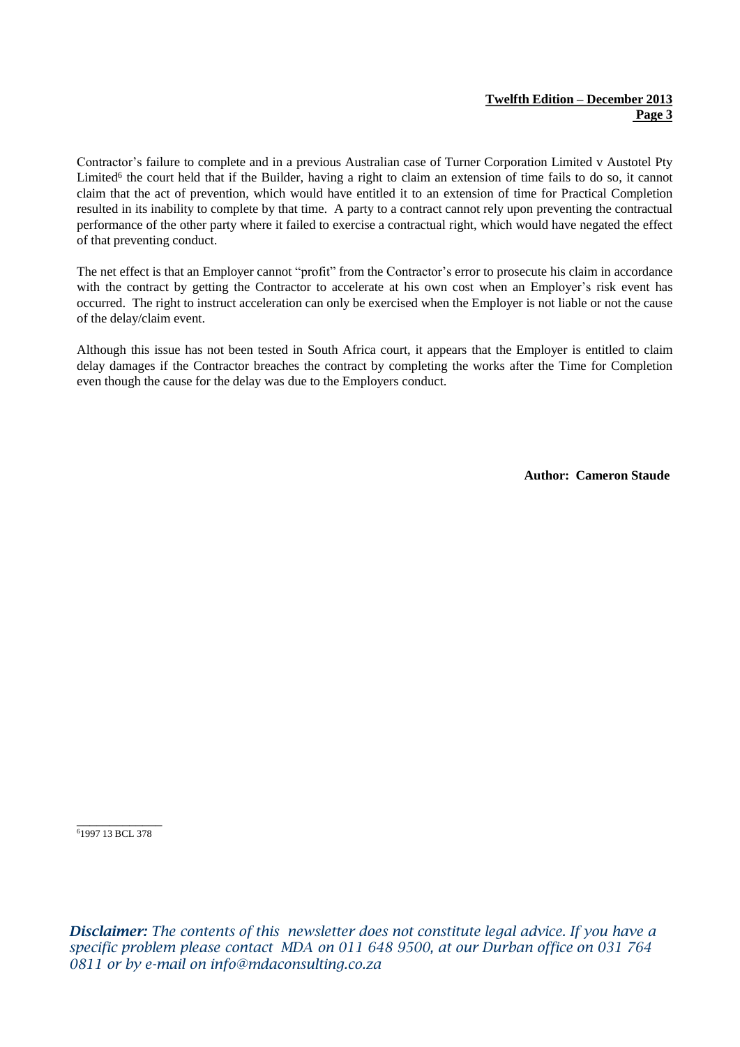Contractor's failure to complete and in a previous Australian case of Turner Corporation Limited v Austotel Pty Limited[6] the court held that if the Builder, having a right to claim an extension of time fails to do so, it cannot claim that the act of prevention, which would have entitled it to an extension of time for Practical Completion resulted in its inability to complete by that time. A party to a contract cannot rely upon preventing the contractual performance of the other party where it failed to exercise a contractual right, which would have negated the effect of that preventing conduct.

The net effect is that an Employer cannot "profit" from the Contractor's error to prosecute his claim in accordance with the contract by getting the Contractor to accelerate at his own cost when an Employer's risk event has occurred. The right to instruct acceleration can only be exercised when the Employer is not liable or not the cause of the delay/claim event.

Although this issue has not been tested in South Africa court, it appears that the Employer is entitled to claim delay damages if the Contractor breaches the contract by completing the works after the Time for Completion even though the cause for the delay was due to the Employers conduct.

**Author: Cameron Staude**

---

[6] 1997 13 BCL 378

***Disclaimer:*** *The contents of this newsletter does not constitute legal advice. If you have a specific problem please contact MDA on 011 648 9500, at our Durban office on 031 764 0811 or by e-mail on info@mdaconsulting.co.za*